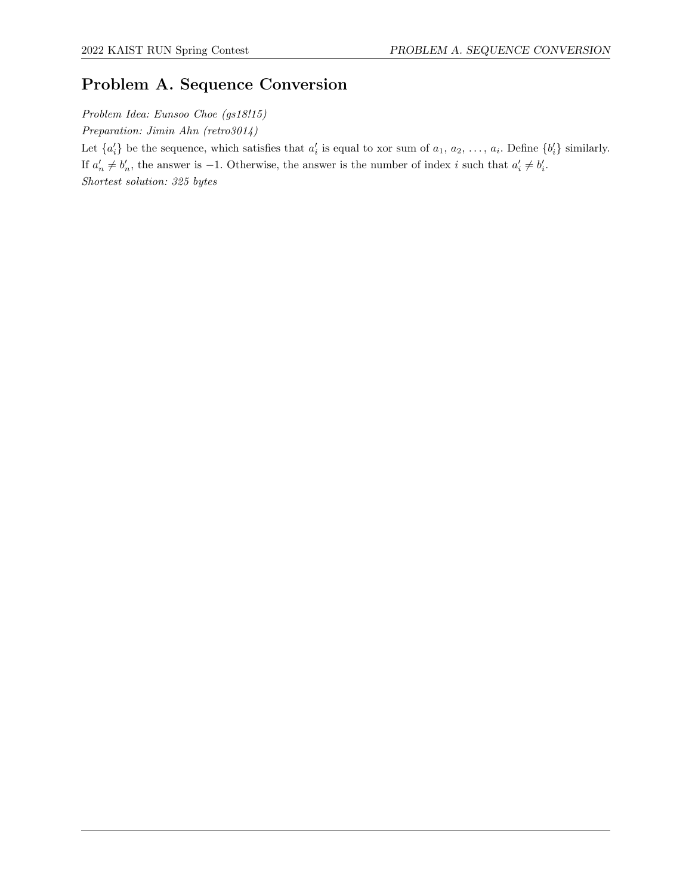# Problem A. Sequence Conversion

*Problem Idea: Eunsoo Choe (gs18115)*

*Preparation: Jimin Ahn (retro3014)*

Let $\{a'_i\}$ be the sequence, which satisfies that $a'_i$ is equal to xor sum of $a_1$, $a_2$, $\ldots$, $a_i$. Define $\{b'_i\}$ similarly. If $a'_n \neq b'_n$, the answer is $-1$. Otherwise, the answer is the number of index $i$ such that $a'_i \neq b'_i$.

*Shortest solution: 325 bytes*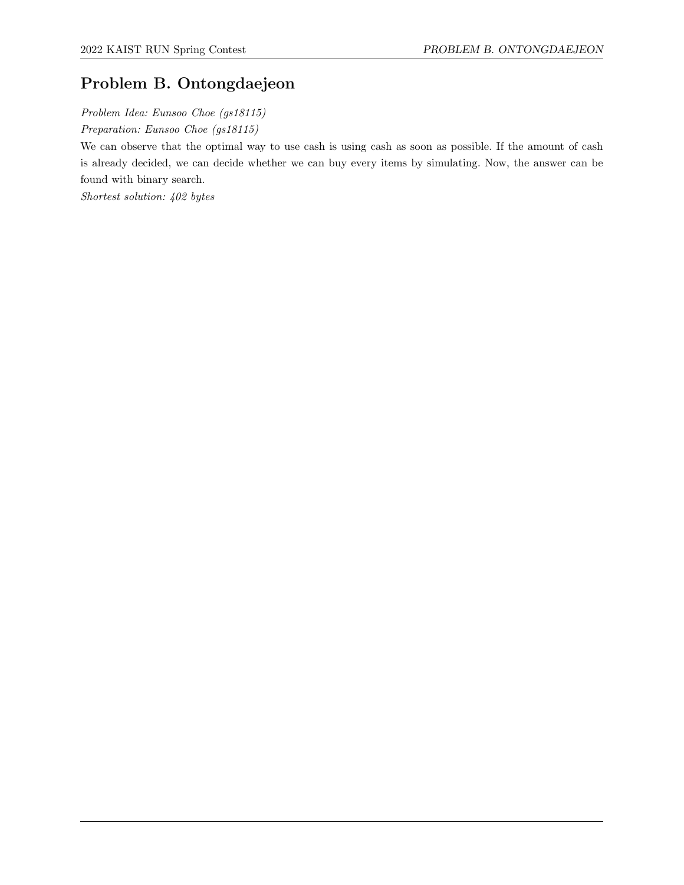# Problem B. Ontongdaejeon

*Problem Idea: Eunsoo Choe (gs18115)*

*Preparation: Eunsoo Choe (gs18115)*

We can observe that the optimal way to use cash is using cash as soon as possible. If the amount of cash is already decided, we can decide whether we can buy every items by simulating. Now, the answer can be found with binary search.

*Shortest solution: 402 bytes*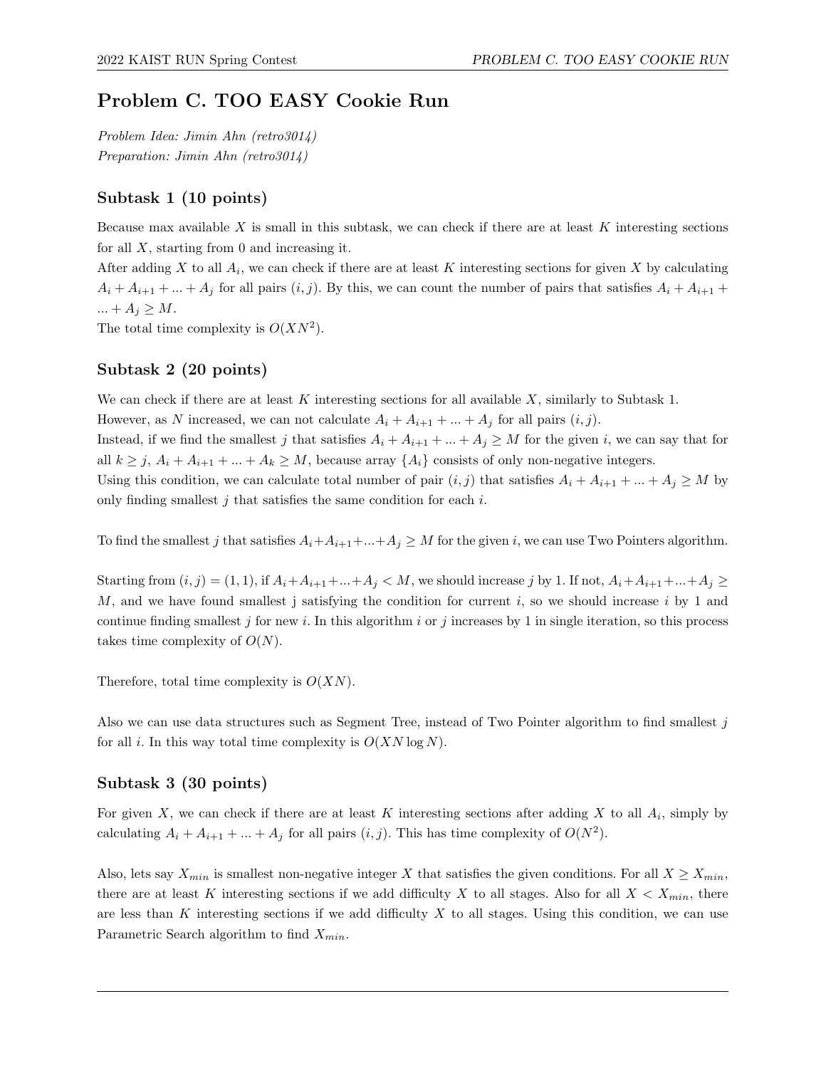# Problem C. TOO EASY Cookie Run

*Problem Idea: Jimin Ahn (retro3014)*
*Preparation: Jimin Ahn (retro3014)*

## Subtask 1 (10 points)

Because max available $X$ is small in this subtask, we can check if there are at least $K$ interesting sections for all $X$, starting from 0 and increasing it.

After adding $X$ to all $A_i$, we can check if there are at least $K$ interesting sections for given $X$ by calculating $A_i + A_{i+1} + ... + A_j$ for all pairs $(i, j)$. By this, we can count the number of pairs that satisfies $A_i + A_{i+1} + ... + A_j \geq M$.

The total time complexity is $O(XN^2)$.

## Subtask 2 (20 points)

We can check if there are at least $K$ interesting sections for all available $X$, similarly to Subtask 1.

However, as $N$ increased, we can not calculate $A_i + A_{i+1} + ... + A_j$ for all pairs $(i, j)$.

Instead, if we find the smallest $j$ that satisfies $A_i + A_{i+1} + ... + A_j \geq M$ for the given $i$, we can say that for all $k \geq j$, $A_i + A_{i+1} + ... + A_k \geq M$, because array $\{A_i\}$ consists of only non-negative integers.

Using this condition, we can calculate total number of pair $(i, j)$ that satisfies $A_i + A_{i+1} + ... + A_j \geq M$ by only finding smallest $j$ that satisfies the same condition for each $i$.

To find the smallest $j$ that satisfies $A_i + A_{i+1} + ... + A_j \geq M$ for the given $i$, we can use Two Pointers algorithm.

Starting from $(i, j) = (1, 1)$, if $A_i + A_{i+1} + ... + A_j < M$, we should increase $j$ by 1. If not, $A_i + A_{i+1} + ... + A_j \geq M$, and we have found smallest j satisfying the condition for current $i$, so we should increase $i$ by 1 and continue finding smallest $j$ for new $i$. In this algorithm $i$ or $j$ increases by 1 in single iteration, so this process takes time complexity of $O(N)$.

Therefore, total time complexity is $O(XN)$.

Also we can use data structures such as Segment Tree, instead of Two Pointer algorithm to find smallest $j$ for all $i$. In this way total time complexity is $O(XN \log N)$.

## Subtask 3 (30 points)

For given $X$, we can check if there are at least $K$ interesting sections after adding $X$ to all $A_i$, simply by calculating $A_i + A_{i+1} + ... + A_j$ for all pairs $(i, j)$. This has time complexity of $O(N^2)$.

Also, lets say $X_{min}$ is smallest non-negative integer $X$ that satisfies the given conditions. For all $X \geq X_{min}$, there are at least $K$ interesting sections if we add difficulty $X$ to all stages. Also for all $X < X_{min}$, there are less than $K$ interesting sections if we add difficulty $X$ to all stages. Using this condition, we can use Parametric Search algorithm to find $X_{min}$.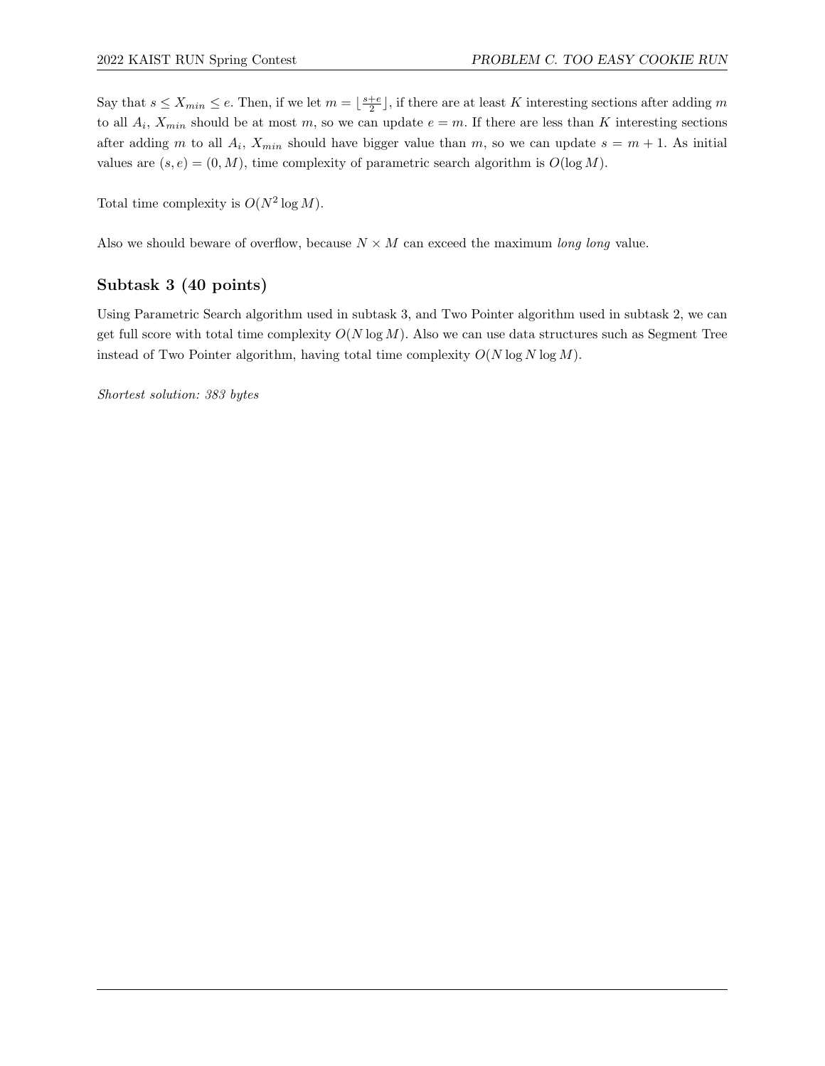Say that $s \le X_{min} \le e$. Then, if we let $m = \lfloor \frac{s+e}{2} \rfloor$, if there are at least $K$ interesting sections after adding $m$ to all $A_i$, $X_{min}$ should be at most $m$, so we can update $e = m$. If there are less than $K$ interesting sections after adding $m$ to all $A_i$, $X_{min}$ should have bigger value than $m$, so we can update $s = m + 1$. As initial values are $(s, e) = (0, M)$, time complexity of parametric search algorithm is $O(\log M)$.

Total time complexity is $O(N^2 \log M)$.

Also we should beware of overflow, because $N \times M$ can exceed the maximum *long long* value.

### Subtask 3 (40 points)

Using Parametric Search algorithm used in subtask 3, and Two Pointer algorithm used in subtask 2, we can get full score with total time complexity $O(N \log M)$. Also we can use data structures such as Segment Tree instead of Two Pointer algorithm, having total time complexity $O(N \log N \log M)$.

*Shortest solution: 383 bytes*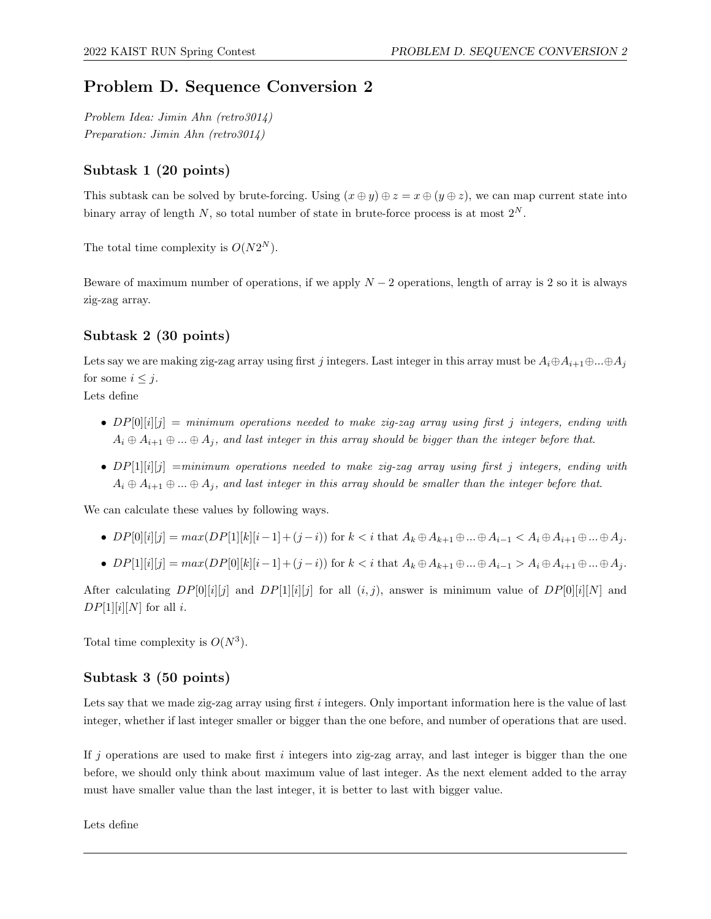# Problem D. Sequence Conversion 2

*Problem Idea: Jimin Ahn (retro3014)*
*Preparation: Jimin Ahn (retro3014)*

## Subtask 1 (20 points)

This subtask can be solved by brute-forcing. Using $(x \oplus y) \oplus z = x \oplus (y \oplus z)$, we can map current state into binary array of length $N$, so total number of state in brute-force process is at most $2^N$.

The total time complexity is $O(N2^N)$.

Beware of maximum number of operations, if we apply $N-2$ operations, length of array is 2 so it is always zig-zag array.

## Subtask 2 (30 points)

Lets say we are making zig-zag array using first $j$ integers. Last integer in this array must be $A_i \oplus A_{i+1} \oplus ... \oplus A_j$ for some $i \le j$.
Lets define

- $DP[0][i][j]$ = *minimum operations needed to make zig-zag array using first $j$ integers, ending with $A_i \oplus A_{i+1} \oplus ... \oplus A_j$, and last integer in this array should be bigger than the integer before that.*
- $DP[1][i][j]$ =*minimum operations needed to make zig-zag array using first $j$ integers, ending with $A_i \oplus A_{i+1} \oplus ... \oplus A_j$, and last integer in this array should be smaller than the integer before that.*

We can calculate these values by following ways.

- $DP[0][i][j] = max(DP[1][k][i-1] + (j-i))$ for $k < i$ that $A_k \oplus A_{k+1} \oplus ... \oplus A_{i-1} < A_i \oplus A_{i+1} \oplus ... \oplus A_j$.
- $DP[1][i][j] = max(DP[0][k][i-1] + (j-i))$ for $k < i$ that $A_k \oplus A_{k+1} \oplus ... \oplus A_{i-1} > A_i \oplus A_{i+1} \oplus ... \oplus A_j$.

After calculating $DP[0][i][j]$ and $DP[1][i][j]$ for all $(i,j)$, answer is minimum value of $DP[0][i][N]$ and $DP[1][i][N]$ for all $i$.

Total time complexity is $O(N^3)$.

## Subtask 3 (50 points)

Lets say that we made zig-zag array using first $i$ integers. Only important information here is the value of last integer, whether if last integer smaller or bigger than the one before, and number of operations that are used.

If $j$ operations are used to make first $i$ integers into zig-zag array, and last integer is bigger than the one before, we should only think about maximum value of last integer. As the next element added to the array must have smaller value than the last integer, it is better to last with bigger value.

Lets define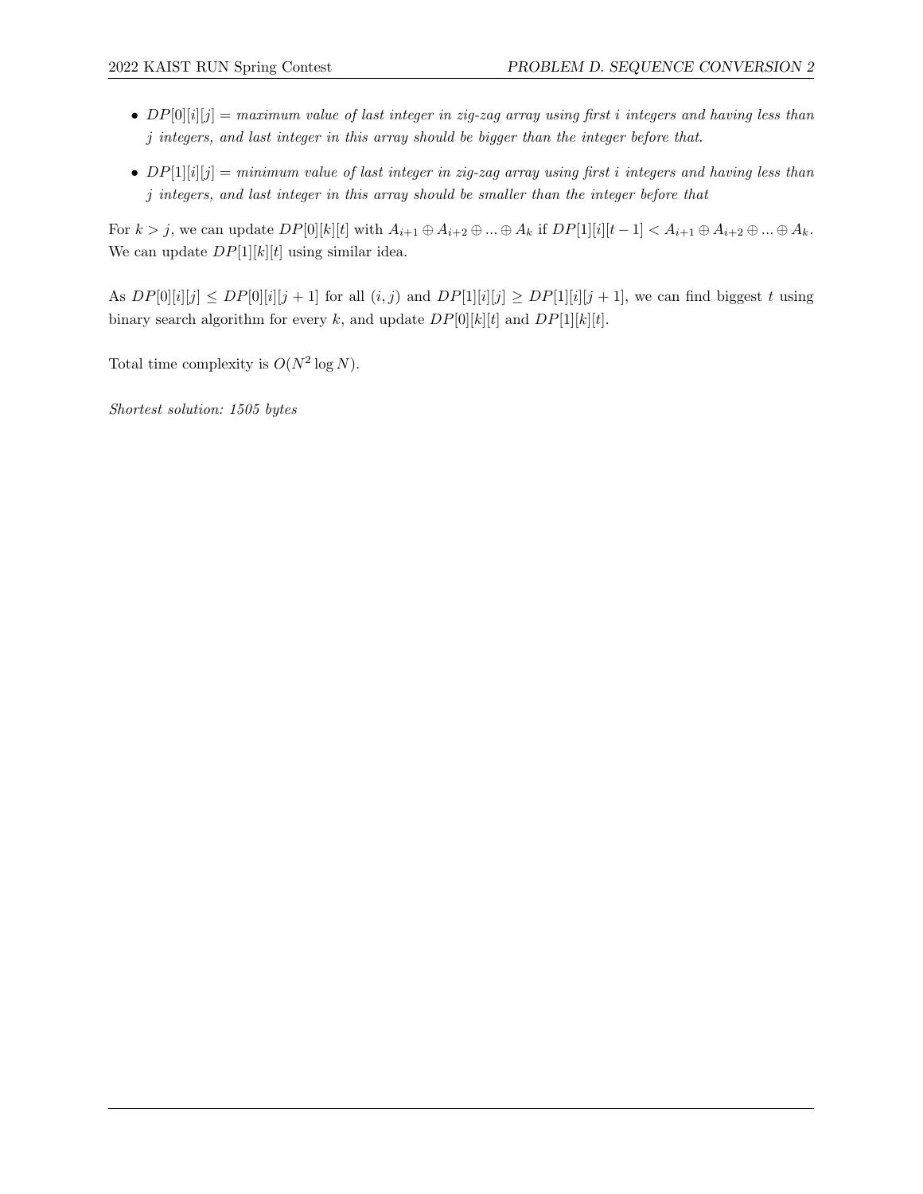- $DP[0][i][j]$ = *maximum value of last integer in zig-zag array using first $i$ integers and having less than $j$ integers, and last integer in this array should be bigger than the integer before that.*

- $DP[1][i][j]$ = *minimum value of last integer in zig-zag array using first $i$ integers and having less than $j$ integers, and last integer in this array should be smaller than the integer before that*

For $k > j$, we can update $DP[0][k][t]$ with $A_{i+1} \oplus A_{i+2} \oplus ... \oplus A_k$ if $DP[1][i][t-1] < A_{i+1} \oplus A_{i+2} \oplus ... \oplus A_k$. We can update $DP[1][k][t]$ using similar idea.

As $DP[0][i][j] \leq DP[0][i][j+1]$ for all $(i,j)$ and $DP[1][i][j] \geq DP[1][i][j+1]$, we can find biggest $t$ using binary search algorithm for every $k$, and update $DP[0][k][t]$ and $DP[1][k][t]$.

Total time complexity is $O(N^2 \log N)$.

*Shortest solution: 1505 bytes*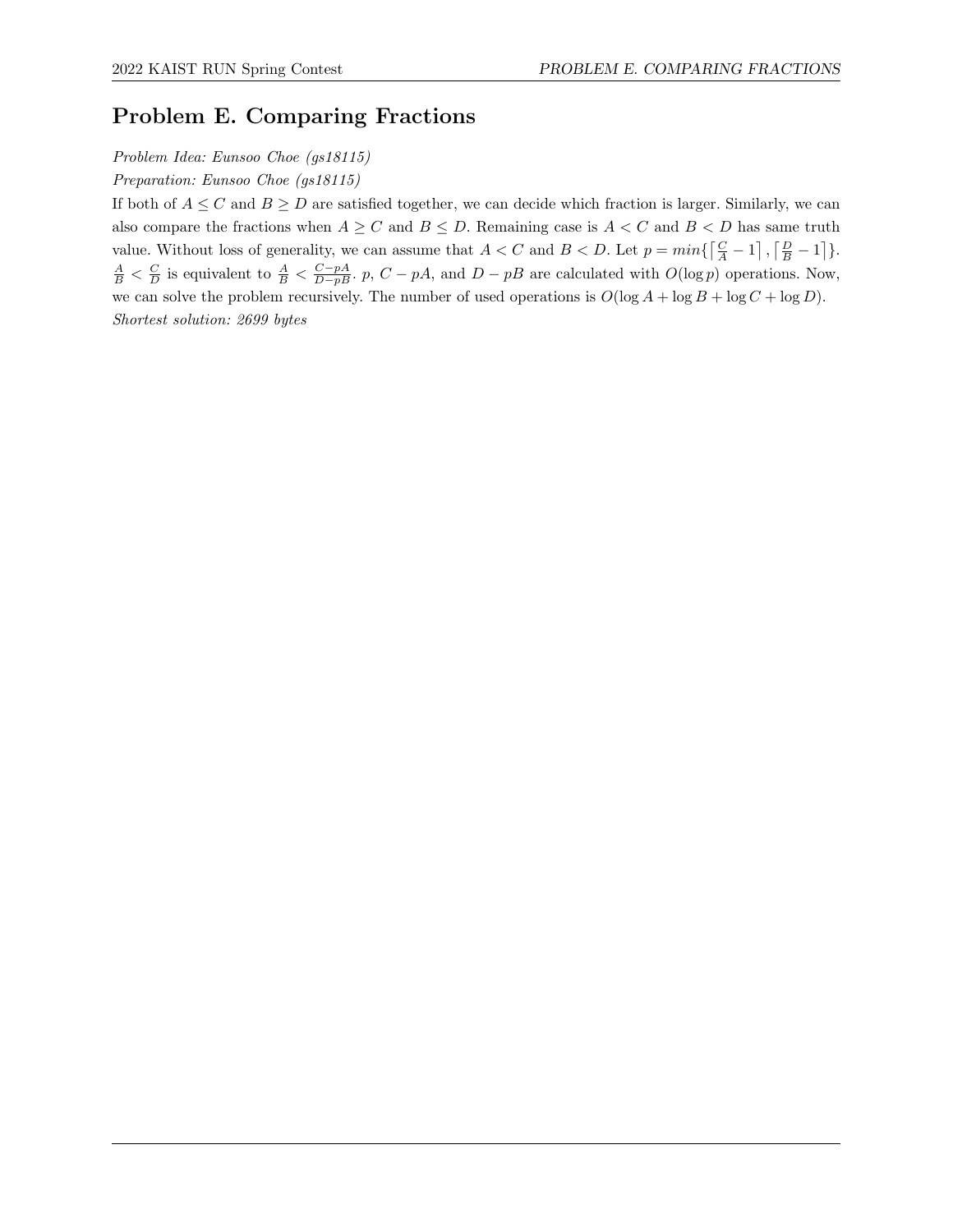# Problem E. Comparing Fractions

*Problem Idea: Eunsoo Choe (gs18115)*

*Preparation: Eunsoo Choe (gs18115)*

If both of $A \le C$ and $B \ge D$ are satisfied together, we can decide which fraction is larger. Similarly, we can also compare the fractions when $A \ge C$ and $B \le D$. Remaining case is $A < C$ and $B < D$ has same truth value. Without loss of generality, we can assume that $A < C$ and $B < D$. Let $p = min\{\lceil \frac{C}{A} - 1 \rceil, \lceil \frac{D}{B} - 1 \rceil\}$. $\frac{A}{B} < \frac{C}{D}$ is equivalent to $\frac{A}{B} < \frac{C-pA}{D-pB}$. $p$, $C - pA$, and $D - pB$ are calculated with $O(\log p)$ operations. Now, we can solve the problem recursively. The number of used operations is $O(\log A + \log B + \log C + \log D)$.

*Shortest solution: 2699 bytes*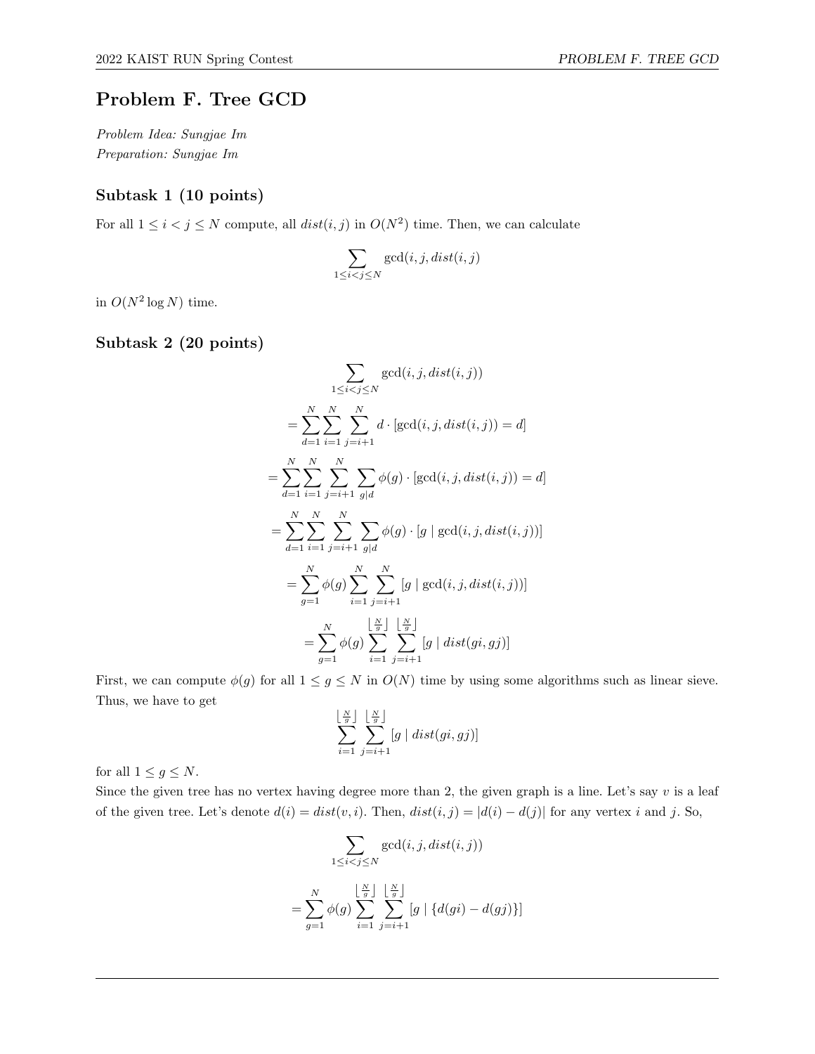# Problem F. Tree GCD

*Problem Idea: Sungjae Im*
*Preparation: Sungjae Im*

## Subtask 1 (10 points)

For all $1 \le i < j \le N$ compute, all $dist(i,j)$ in $O(N^2)$ time. Then, we can calculate

$$\sum_{1 \le i < j \le N} \gcd(i, j, dist(i,j))$$

in $O(N^2 \log N)$ time.

## Subtask 2 (20 points)

$$\sum_{1 \le i < j \le N} \gcd(i, j, dist(i,j))$$

$$= \sum_{d=1}^{N} \sum_{i=1}^{N} \sum_{j=i+1}^{N} d \cdot [\gcd(i, j, dist(i,j)) = d]$$

$$= \sum_{d=1}^{N} \sum_{i=1}^{N} \sum_{j=i+1}^{N} \sum_{g \mid d} \phi(g) \cdot [\gcd(i, j, dist(i,j)) = d]$$

$$= \sum_{d=1}^{N} \sum_{i=1}^{N} \sum_{j=i+1}^{N} \sum_{g \mid d} \phi(g) \cdot [g \mid \gcd(i, j, dist(i,j))]$$

$$= \sum_{g=1}^{N} \phi(g) \sum_{i=1}^{N} \sum_{j=i+1}^{N} [g \mid \gcd(i, j, dist(i,j))]$$

$$= \sum_{g=1}^{N} \phi(g) \sum_{i=1}^{\lfloor \frac{N}{g} \rfloor} \sum_{j=i+1}^{\lfloor \frac{N}{g} \rfloor} [g \mid dist(gi, gj)]$$

First, we can compute $\phi(g)$ for all $1 \le g \le N$ in $O(N)$ time by using some algorithms such as linear sieve. Thus, we have to get

$$\sum_{i=1}^{\lfloor \frac{N}{g} \rfloor} \sum_{j=i+1}^{\lfloor \frac{N}{g} \rfloor} [g \mid dist(gi, gj)]$$

for all $1 \le g \le N$.

Since the given tree has no vertex having degree more than 2, the given graph is a line. Let's say $v$ is a leaf of the given tree. Let's denote $d(i) = dist(v, i)$. Then, $dist(i,j) = |d(i) - d(j)|$ for any vertex $i$ and $j$. So,

$$\sum_{1 \le i < j \le N} \gcd(i, j, dist(i,j))$$

$$= \sum_{g=1}^{N} \phi(g) \sum_{i=1}^{\lfloor \frac{N}{g} \rfloor} \sum_{j=i+1}^{\lfloor \frac{N}{g} \rfloor} [g \mid \{d(gi) - d(gj)\}]$$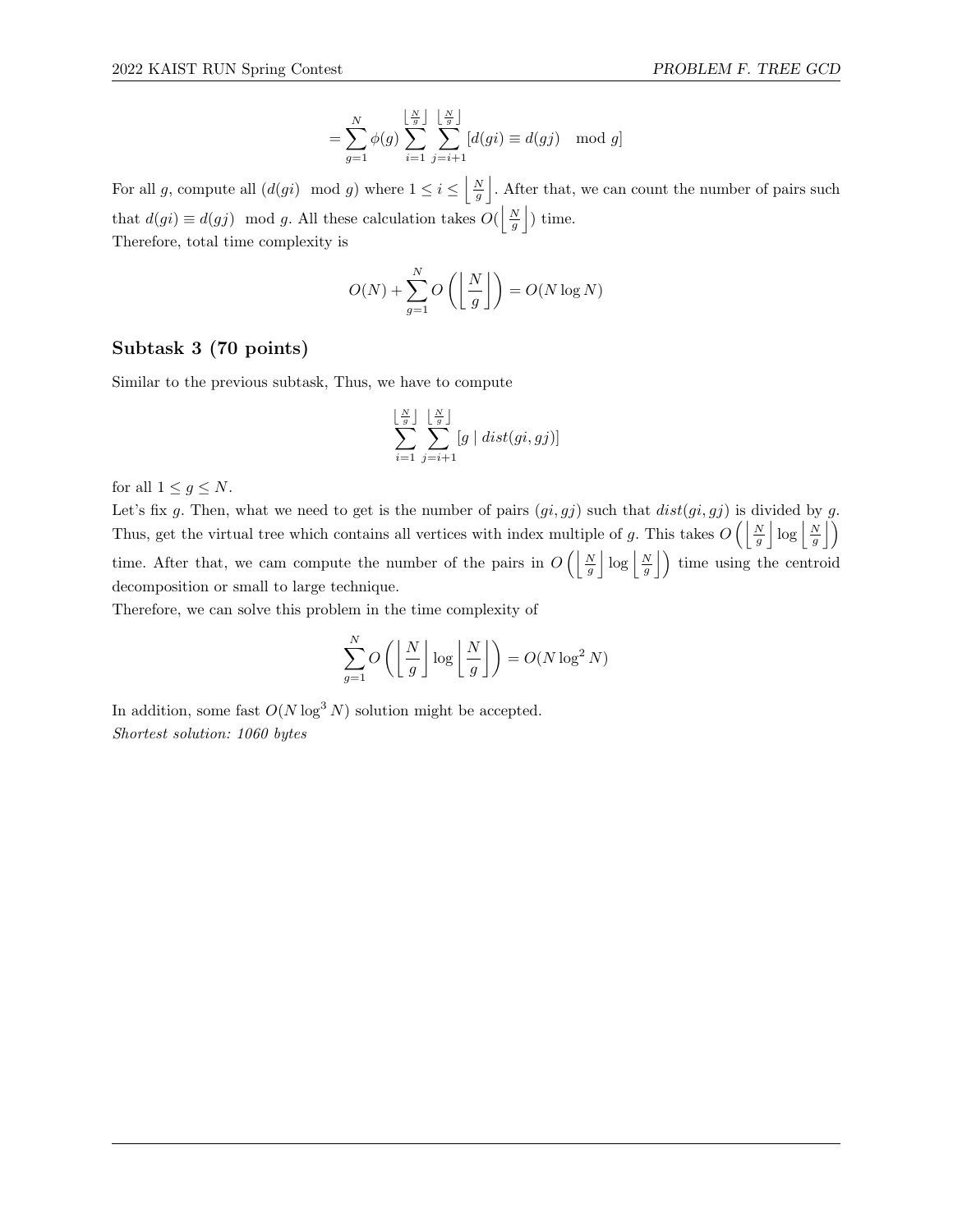$$= \sum_{g=1}^{N} \phi(g) \sum_{i=1}^{\left\lfloor \frac{N}{g} \right\rfloor} \sum_{j=i+1}^{\left\lfloor \frac{N}{g} \right\rfloor} [d(gi) \equiv d(gj) \mod g]$$

For all $g$, compute all $(d(gi) \mod g)$ where $1 \leq i \leq \left\lfloor \frac{N}{g} \right\rfloor$. After that, we can count the number of pairs such that $d(gi) \equiv d(gj) \mod g$. All these calculation takes $O(\left\lfloor \frac{N}{g} \right\rfloor)$ time.
Therefore, total time complexity is

$$O(N) + \sum_{g=1}^{N} O\left(\left\lfloor \frac{N}{g} \right\rfloor\right) = O(N \log N)$$

### Subtask 3 (70 points)

Similar to the previous subtask, Thus, we have to compute

$$\sum_{i=1}^{\left\lfloor \frac{N}{g} \right\rfloor} \sum_{j=i+1}^{\left\lfloor \frac{N}{g} \right\rfloor} [g \mid dist(gi, gj)]$$

for all $1 \leq g \leq N$.
Let's fix $g$. Then, what we need to get is the number of pairs $(gi, gj)$ such that $dist(gi, gj)$ is divided by $g$. Thus, get the virtual tree which contains all vertices with index multiple of $g$. This takes $O\left(\left\lfloor \frac{N}{g} \right\rfloor \log \left\lfloor \frac{N}{g} \right\rfloor\right)$ time. After that, we cam compute the number of the pairs in $O\left(\left\lfloor \frac{N}{g} \right\rfloor \log \left\lfloor \frac{N}{g} \right\rfloor\right)$ time using the centroid decomposition or small to large technique.
Therefore, we can solve this problem in the time complexity of

$$\sum_{g=1}^{N} O\left(\left\lfloor \frac{N}{g} \right\rfloor \log \left\lfloor \frac{N}{g} \right\rfloor\right) = O(N \log^2 N)$$

In addition, some fast $O(N \log^3 N)$ solution might be accepted.
*Shortest solution: 1060 bytes*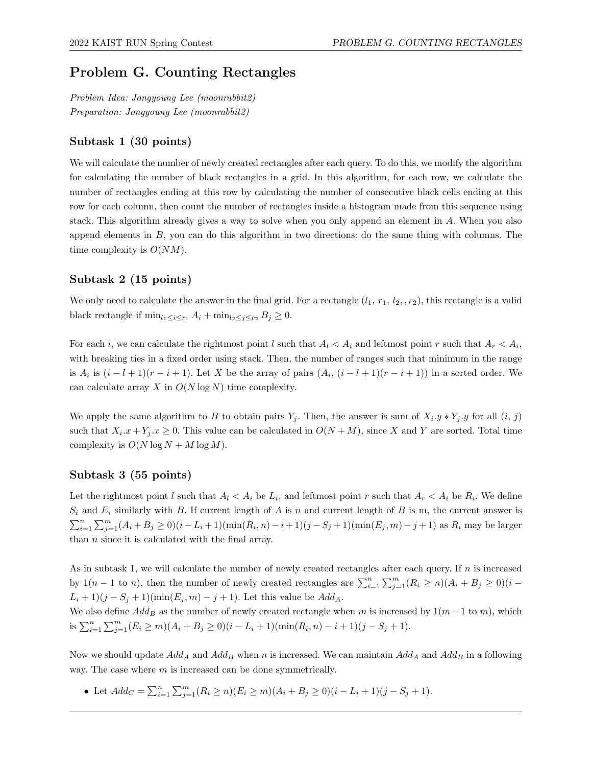# Problem G. Counting Rectangles

*Problem Idea: Jongyoung Lee (moonrabbit2)*
*Preparation: Jongyoung Lee (moonrabbit2)*

## Subtask 1 (30 points)

We will calculate the number of newly created rectangles after each query. To do this, we modify the algorithm for calculating the number of black rectangles in a grid. In this algorithm, for each row, we calculate the number of rectangles ending at this row by calculating the number of consecutive black cells ending at this row for each column, then count the number of rectangles inside a histogram made from this sequence using stack. This algorithm already gives a way to solve when you only append an element in $A$. When you also append elements in $B$, you can do this algorithm in two directions: do the same thing with columns. The time complexity is $O(NM)$.

## Subtask 2 (15 points)

We only need to calculate the answer in the final grid. For a rectangle $(l_1, r_1, l_2, , r_2)$, this rectangle is a valid black rectangle if $\min_{l_1 \le i \le r_1} A_i + \min_{l_2 \le j \le r_2} B_j \ge 0$.

For each $i$, we can calculate the rightmost point $l$ such that $A_l < A_i$ and leftmost point $r$ such that $A_r < A_i$, with breaking ties in a fixed order using stack. Then, the number of ranges such that minimum in the range is $A_i$ is $(i - l + 1)(r - i + 1)$. Let $X$ be the array of pairs $(A_i, (i - l + 1)(r - i + 1))$ in a sorted order. We can calculate array $X$ in $O(N \log N)$ time complexity.

We apply the same algorithm to $B$ to obtain pairs $Y_j$. Then, the answer is sum of $X_i.y * Y_j.y$ for all $(i, j)$ such that $X_i.x + Y_j.x \ge 0$. This value can be calculated in $O(N + M)$, since $X$ and $Y$ are sorted. Total time complexity is $O(N \log N + M \log M)$.

## Subtask 3 (55 points)

Let the rightmost point $l$ such that $A_l < A_i$ be $L_i$, and leftmost point $r$ such that $A_r < A_i$ be $R_i$. We define $S_i$ and $E_i$ similarly with $B$. If current length of $A$ is $n$ and current length of $B$ is m, the current answer is $\sum_{i=1}^{n} \sum_{j=1}^{m} (A_i + B_j \ge 0)(i - L_i + 1)(\min(R_i, n) - i + 1)(j - S_j + 1)(\min(E_j, m) - j + 1)$ as $R_i$ may be larger than $n$ since it is calculated with the final array.

As in subtask 1, we will calculate the number of newly created rectangles after each query. If $n$ is increased by $1(n - 1$ to $n)$, then the number of newly created rectangles are $\sum_{i=1}^{n} \sum_{j=1}^{m} (R_i \ge n)(A_i + B_j \ge 0)(i - L_i + 1)(j - S_j + 1)(\min(E_j, m) - j + 1)$. Let this value be $Add_A$.
We also define $Add_B$ as the number of newly created rectangle when $m$ is increased by $1(m - 1$ to $m)$, which is $\sum_{i=1}^{n} \sum_{j=1}^{m} (E_i \ge m)(A_i + B_j \ge 0)(i - L_i + 1)(\min(R_i, n) - i + 1)(j - S_j + 1)$.

Now we should update $Add_A$ and $Add_B$ when $n$ is increased. We can maintain $Add_A$ and $Add_B$ in a following way. The case where $m$ is increased can be done symmetrically.

- Let $Add_C = \sum_{i=1}^{n} \sum_{j=1}^{m} (R_i \ge n)(E_i \ge m)(A_i + B_j \ge 0)(i - L_i + 1)(j - S_j + 1)$.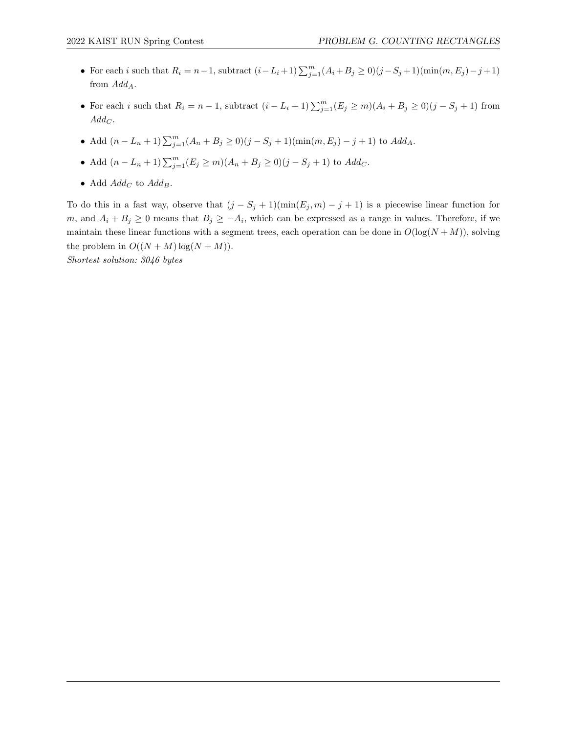- For each $i$ such that $R_i = n-1$, subtract $(i - L_i + 1)\sum_{j=1}^{m}(A_i + B_j \geq 0)(j - S_j + 1)(\min(m, E_j) - j + 1)$ from $Add_A$.
- For each $i$ such that $R_i = n-1$, subtract $(i - L_i + 1)\sum_{j=1}^{m}(E_j \geq m)(A_i + B_j \geq 0)(j - S_j + 1)$ from $Add_C$.
- Add $(n - L_n + 1)\sum_{j=1}^{m}(A_n + B_j \geq 0)(j - S_j + 1)(\min(m, E_j) - j + 1)$ to $Add_A$.
- Add $(n - L_n + 1)\sum_{j=1}^{m}(E_j \geq m)(A_n + B_j \geq 0)(j - S_j + 1)$ to $Add_C$.
- Add $Add_C$ to $Add_B$.

To do this in a fast way, observe that $(j - S_j + 1)(\min(E_j, m) - j + 1)$ is a piecewise linear function for $m$, and $A_i + B_j \geq 0$ means that $B_j \geq -A_i$, which can be expressed as a range in values. Therefore, if we maintain these linear functions with a segment trees, each operation can be done in $O(\log(N + M))$, solving the problem in $O((N + M)\log(N + M))$.

*Shortest solution: 3046 bytes*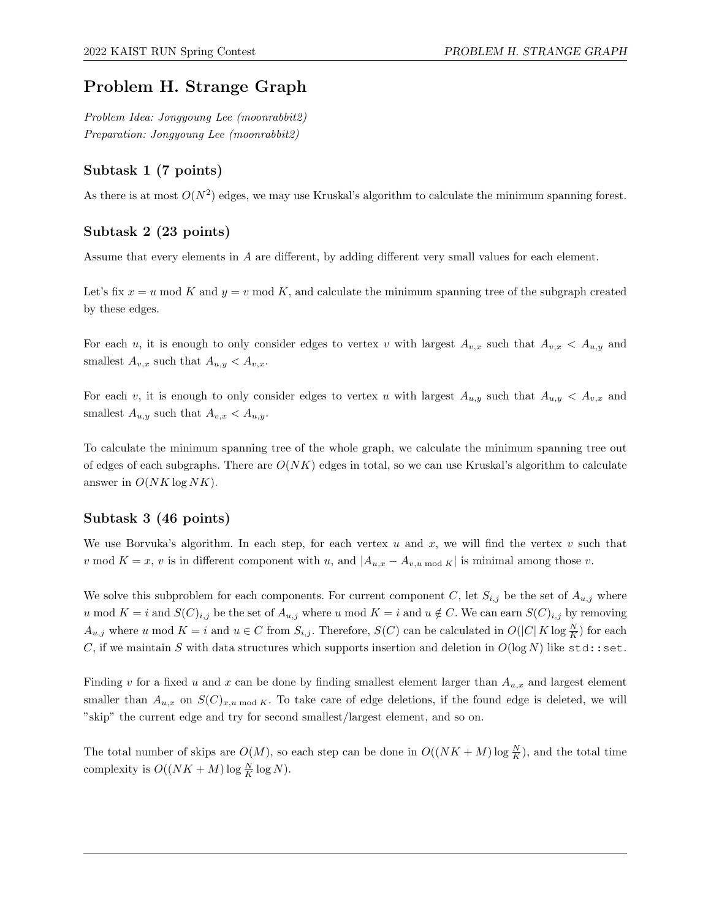# Problem H. Strange Graph

*Problem Idea: Jongyoung Lee (moonrabbit2)*
*Preparation: Jongyoung Lee (moonrabbit2)*

## Subtask 1 (7 points)

As there is at most $O(N^2)$ edges, we may use Kruskal's algorithm to calculate the minimum spanning forest.

## Subtask 2 (23 points)

Assume that every elements in $A$ are different, by adding different very small values for each element.

Let's fix $x = u \bmod K$ and $y = v \bmod K$, and calculate the minimum spanning tree of the subgraph created by these edges.

For each $u$, it is enough to only consider edges to vertex $v$ with largest $A_{v,x}$ such that $A_{v,x} < A_{u,y}$ and smallest $A_{v,x}$ such that $A_{u,y} < A_{v,x}$.

For each $v$, it is enough to only consider edges to vertex $u$ with largest $A_{u,y}$ such that $A_{u,y} < A_{v,x}$ and smallest $A_{u,y}$ such that $A_{v,x} < A_{u,y}$.

To calculate the minimum spanning tree of the whole graph, we calculate the minimum spanning tree out of edges of each subgraphs. There are $O(NK)$ edges in total, so we can use Kruskal's algorithm to calculate answer in $O(NK \log NK)$.

## Subtask 3 (46 points)

We use Borvuka's algorithm. In each step, for each vertex $u$ and $x$, we will find the vertex $v$ such that $v \bmod K = x$, $v$ is in different component with $u$, and $|A_{u,x} - A_{v,u \bmod K}|$ is minimal among those $v$.

We solve this subproblem for each components. For current component $C$, let $S_{i,j}$ be the set of $A_{u,j}$ where $u \bmod K = i$ and $S(C)_{i,j}$ be the set of $A_{u,j}$ where $u \bmod K = i$ and $u \notin C$. We can earn $S(C)_{i,j}$ by removing $A_{u,j}$ where $u \bmod K = i$ and $u \in C$ from $S_{i,j}$. Therefore, $S(C)$ can be calculated in $O(|C| K \log \frac{N}{K})$ for each $C$, if we maintain $S$ with data structures which supports insertion and deletion in $O(\log N)$ like `std::set`.

Finding $v$ for a fixed $u$ and $x$ can be done by finding smallest element larger than $A_{u,x}$ and largest element smaller than $A_{u,x}$ on $S(C)_{x,u \bmod K}$. To take care of edge deletions, if the found edge is deleted, we will "skip" the current edge and try for second smallest/largest element, and so on.

The total number of skips are $O(M)$, so each step can be done in $O((NK + M) \log \frac{N}{K})$, and the total time complexity is $O((NK + M) \log \frac{N}{K} \log N)$.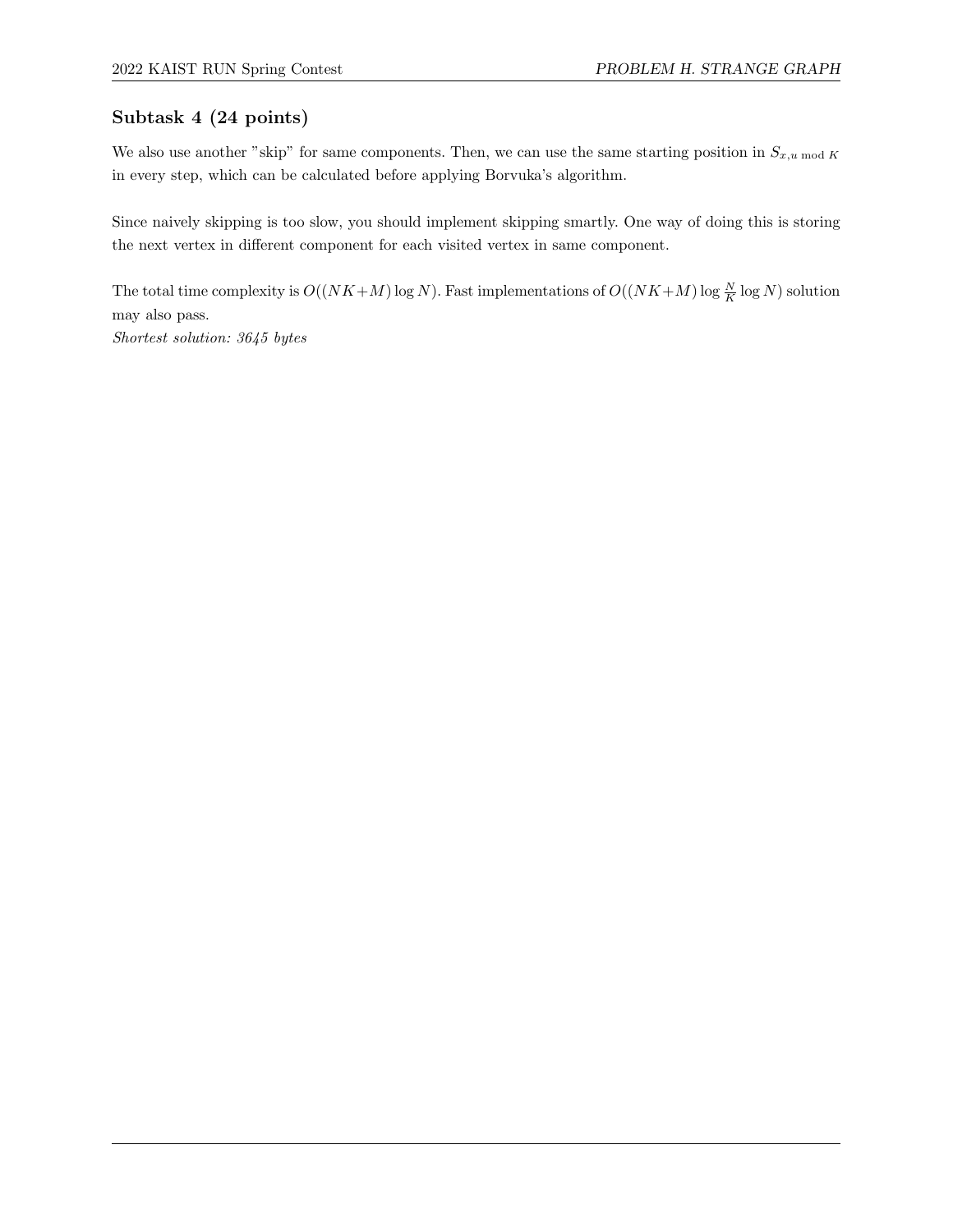### Subtask 4 (24 points)

We also use another "skip" for same components. Then, we can use the same starting position in $S_{x,u \bmod K}$ in every step, which can be calculated before applying Borvuka's algorithm.

Since naively skipping is too slow, you should implement skipping smartly. One way of doing this is storing the next vertex in different component for each visited vertex in same component.

The total time complexity is $O((NK+M)\log N)$. Fast implementations of $O((NK+M)\log \frac{N}{K} \log N)$ solution may also pass.

*Shortest solution: 3645 bytes*